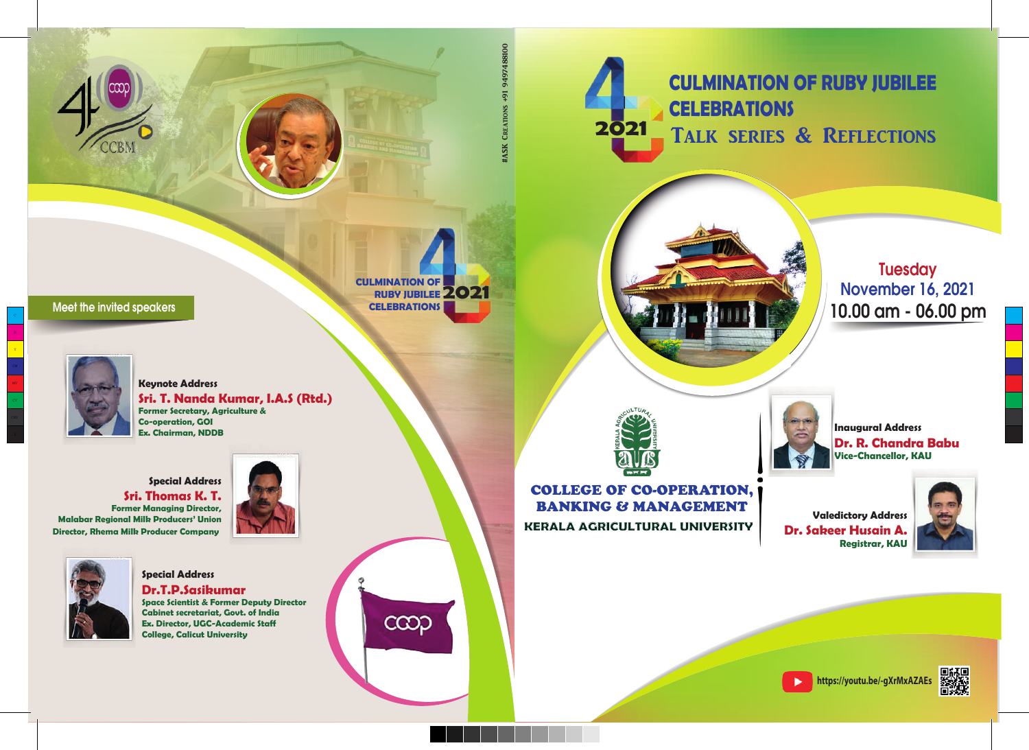# CULMINATION OF RUBY JUBILEE CELEBRATIONS

## TALK SERIES & REFLECTIONS

2021

Tuesday
November 16, 2021
10.00 am - 06.00 pm

**COLLEGE OF CO-OPERATION, BANKING & MANAGEMENT**
**KERALA AGRICULTURAL UNIVERSITY**

**Inaugural Address**
**Dr. R. Chandra Babu**
Vice-Chancellor, KAU

**Valedictory Address**
**Dr. Sakeer Husain A.**
Registrar, KAU

https://youtu.be/-gXrMxAZAEs

CCBM

CULMINATION OF RUBY JUBILEE CELEBRATIONS 2021

## Meet the invited speakers

**Keynote Address**
**Sri. T. Nanda Kumar, I.A.S (Rtd.)**
Former Secretary, Agriculture & Co-operation, GOI
Ex. Chairman, NDDB

**Special Address**
**Sri. Thomas K. T.**
Former Managing Director, Malabar Regional Milk Producers' Union
Director, Rhema Milk Producer Company

**Special Address**
**Dr.T.P.Sasikumar**
Space Scientist & Former Deputy Director
Cabinet secretariat, Govt. of India
Ex. Director, UGC-Academic Staff College, Calicut University

#ASK CREATIONS +91 9497488100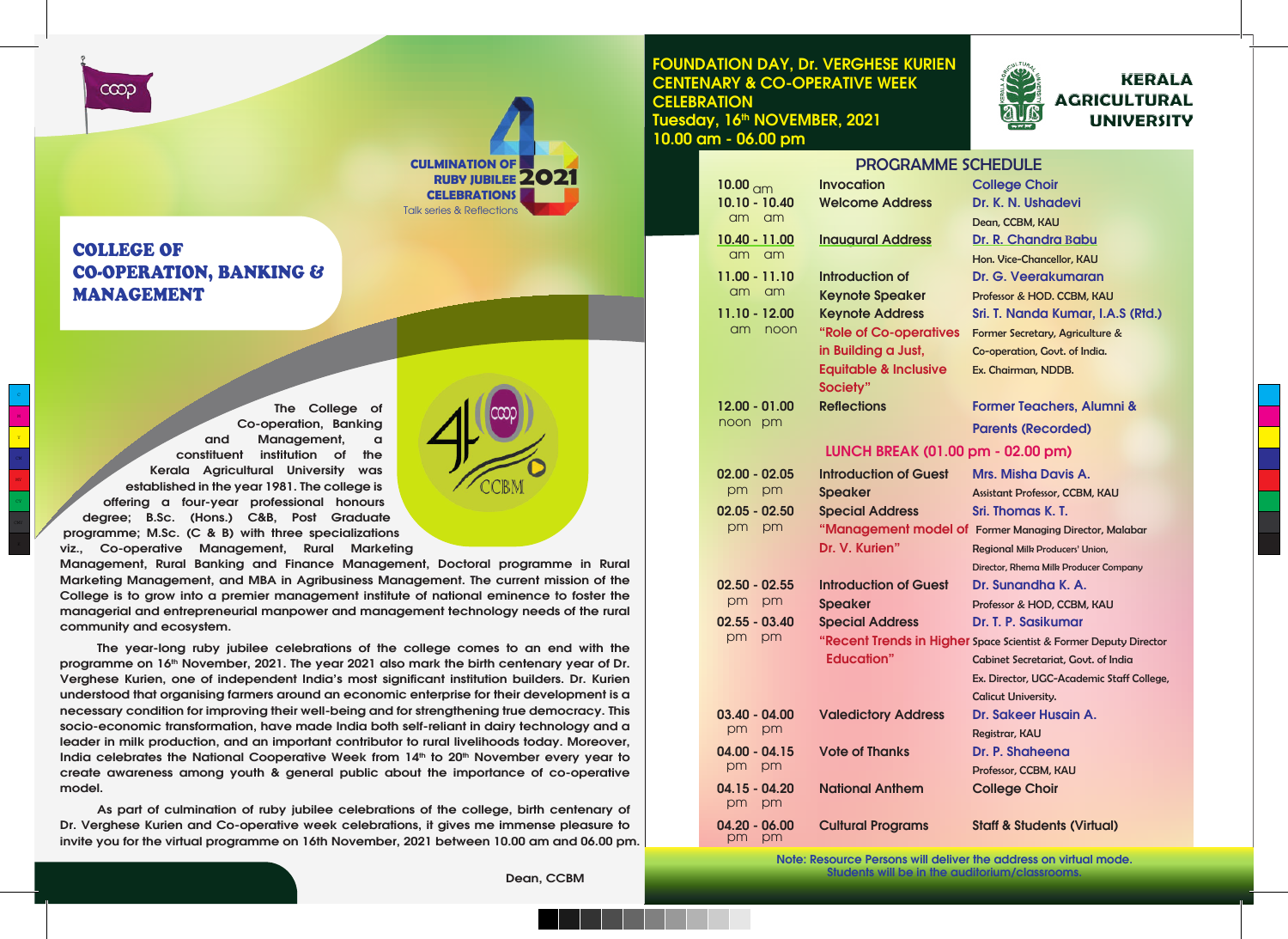CULMINATION OF RUBY JUBILEE CELEBRATIONS 2021

Talk series & Reflections

# COLLEGE OF CO-OPERATION, BANKING & MANAGEMENT

The College of Co-operation, Banking and Management, a constituent institution of the Kerala Agricultural University was established in the year 1981. The college is offering a four-year professional honours degree; B.Sc. (Hons.) C&B, Post Graduate programme; M.Sc. (C & B) with three specializations viz., Co-operative Management, Rural Marketing Management, Rural Banking and Finance Management, Doctoral programme in Rural Marketing Management, and MBA in Agribusiness Management. The current mission of the College is to grow into a premier management institute of national eminence to foster the managerial and entrepreneurial manpower and management technology needs of the rural community and ecosystem.

The year-long ruby jubilee celebrations of the college comes to an end with the programme on 16th November, 2021. The year 2021 also mark the birth centenary year of Dr. Verghese Kurien, one of independent India's most significant institution builders. Dr. Kurien understood that organising farmers around an economic enterprise for their development is a necessary condition for improving their well-being and for strengthening true democracy. This socio-economic transformation, have made India both self-reliant in dairy technology and a leader in milk production, and an important contributor to rural livelihoods today. Moreover, India celebrates the National Cooperative Week from 14th to 20th November every year to create awareness among youth & general public about the importance of co-operative model.

As part of culmination of ruby jubilee celebrations of the college, birth centenary of Dr. Verghese Kurien and Co-operative week celebrations, it gives me immense pleasure to invite you for the virtual programme on 16th November, 2021 between 10.00 am and 06.00 pm.

Dean, CCBM

## FOUNDATION DAY, Dr. VERGHESE KURIEN CENTENARY & CO-OPERATIVE WEEK CELEBRATION

**Tuesday, 16th NOVEMBER, 2021**
**10.00 am - 06.00 pm**

KERALA AGRICULTURAL UNIVERSITY

## PROGRAMME SCHEDULE

| | | |
|---|---|---|
| 10.00 am | Invocation | College Choir |
| 10.10 - 10.40 am am | Welcome Address | Dr. K. N. Ushadevi<br>Dean, CCBM, KAU |
| 10.40 - 11.00 am am | Inaugural Address | Dr. R. Chandra Babu<br>Hon. Vice-Chancellor, KAU |
| 11.00 - 11.10 am am | Introduction of Keynote Speaker | Dr. G. Veerakumaran<br>Professor & HOD. CCBM, KAU |
| 11.10 - 12.00 am noon | Keynote Address<br>"Role of Co-operatives in Building a Just, Equitable & Inclusive Society" | Sri. T. Nanda Kumar, I.A.S (Rtd.)<br>Former Secretary, Agriculture & Co-operation, Govt. of India.<br>Ex. Chairman, NDDB. |
| 12.00 - 01.00 noon pm | Reflections | Former Teachers, Alumni & Parents (Recorded) |
| LUNCH BREAK (01.00 pm - 02.00 pm) | | |
| 02.00 - 02.05 pm pm | Introduction of Guest Speaker | Mrs. Misha Davis A.<br>Assistant Professor, CCBM, KAU |
| 02.05 - 02.50 pm pm | Special Address<br>"Management model of Dr. V. Kurien" | Sri. Thomas K. T.<br>Former Managing Director, Malabar Regional Milk Producers' Union,<br>Director, Rhema Milk Producer Company |
| 02.50 - 02.55 pm pm | Introduction of Guest Speaker | Dr. Sunandha K. A.<br>Professor & HOD, CCBM, KAU |
| 02.55 - 03.40 pm pm | Special Address<br>"Recent Trends in Higher Education" | Dr. T. P. Sasikumar<br>Space Scientist & Former Deputy Director Cabinet Secretariat, Govt. of India<br>Ex. Director, UGC-Academic Staff College, Calicut University. |
| 03.40 - 04.00 pm pm | Valedictory Address | Dr. Sakeer Husain A.<br>Registrar, KAU |
| 04.00 - 04.15 pm pm | Vote of Thanks | Dr. P. Shaheena<br>Professor, CCBM, KAU |
| 04.15 - 04.20 pm pm | National Anthem | College Choir |
| 04.20 - 06.00 pm pm | Cultural Programs | Staff & Students (Virtual) |

Note: Resource Persons will deliver the address on virtual mode.
Students will be in the auditorium/classrooms.